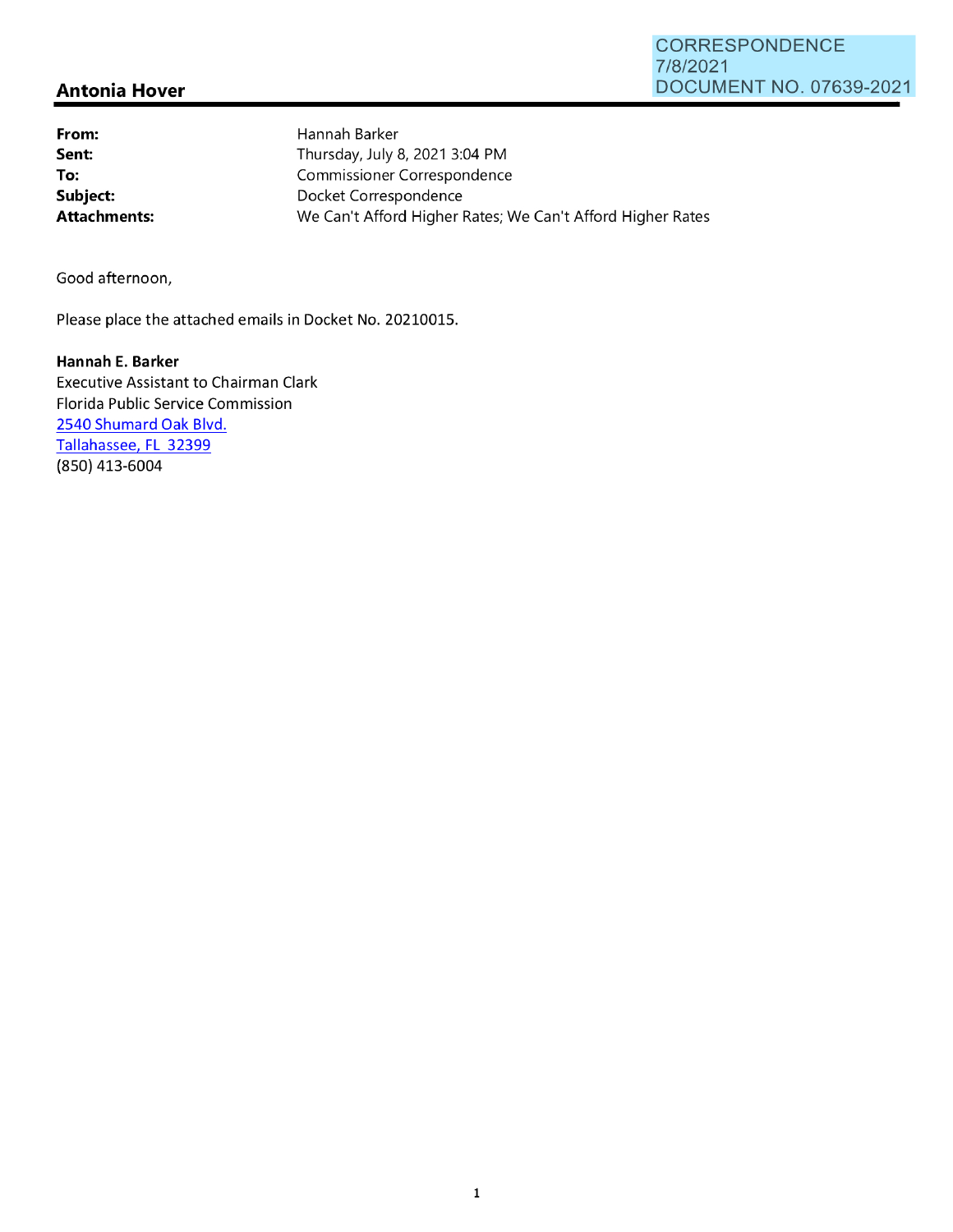CORRESPONDENCE
7/8/2021
DOCUMENT NO. 07639-2021

## Antonia Hover

| | |
|---|---|
| **From:** | Hannah Barker |
| **Sent:** | Thursday, July 8, 2021 3:04 PM |
| **To:** | Commissioner Correspondence |
| **Subject:** | Docket Correspondence |
| **Attachments:** | We Can't Afford Higher Rates; We Can't Afford Higher Rates |

Good afternoon,

Please place the attached emails in Docket No. 20210015.

**Hannah E. Barker**
Executive Assistant to Chairman Clark
Florida Public Service Commission
2540 Shumard Oak Blvd.
Tallahassee, FL 32399
(850) 413-6004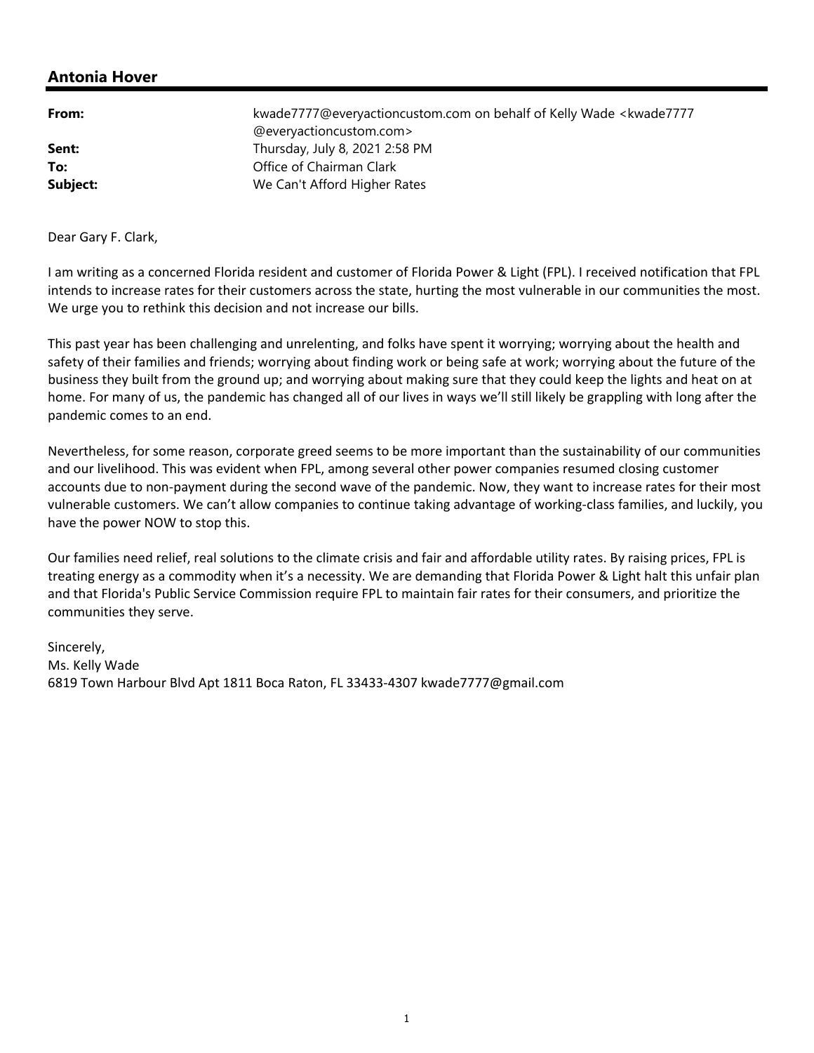## Antonia Hover

| | |
|---|---|
| **From:** | kwade7777@everyactioncustom.com on behalf of Kelly Wade <kwade7777@everyactioncustom.com> |
| **Sent:** | Thursday, July 8, 2021 2:58 PM |
| **To:** | Office of Chairman Clark |
| **Subject:** | We Can't Afford Higher Rates |

Dear Gary F. Clark,

I am writing as a concerned Florida resident and customer of Florida Power & Light (FPL). I received notification that FPL intends to increase rates for their customers across the state, hurting the most vulnerable in our communities the most. We urge you to rethink this decision and not increase our bills.

This past year has been challenging and unrelenting, and folks have spent it worrying; worrying about the health and safety of their families and friends; worrying about finding work or being safe at work; worrying about the future of the business they built from the ground up; and worrying about making sure that they could keep the lights and heat on at home. For many of us, the pandemic has changed all of our lives in ways we'll still likely be grappling with long after the pandemic comes to an end.

Nevertheless, for some reason, corporate greed seems to be more important than the sustainability of our communities and our livelihood. This was evident when FPL, among several other power companies resumed closing customer accounts due to non-payment during the second wave of the pandemic. Now, they want to increase rates for their most vulnerable customers. We can't allow companies to continue taking advantage of working-class families, and luckily, you have the power NOW to stop this.

Our families need relief, real solutions to the climate crisis and fair and affordable utility rates. By raising prices, FPL is treating energy as a commodity when it's a necessity. We are demanding that Florida Power & Light halt this unfair plan and that Florida's Public Service Commission require FPL to maintain fair rates for their consumers, and prioritize the communities they serve.

Sincerely,
Ms. Kelly Wade
6819 Town Harbour Blvd Apt 1811 Boca Raton, FL 33433-4307 kwade7777@gmail.com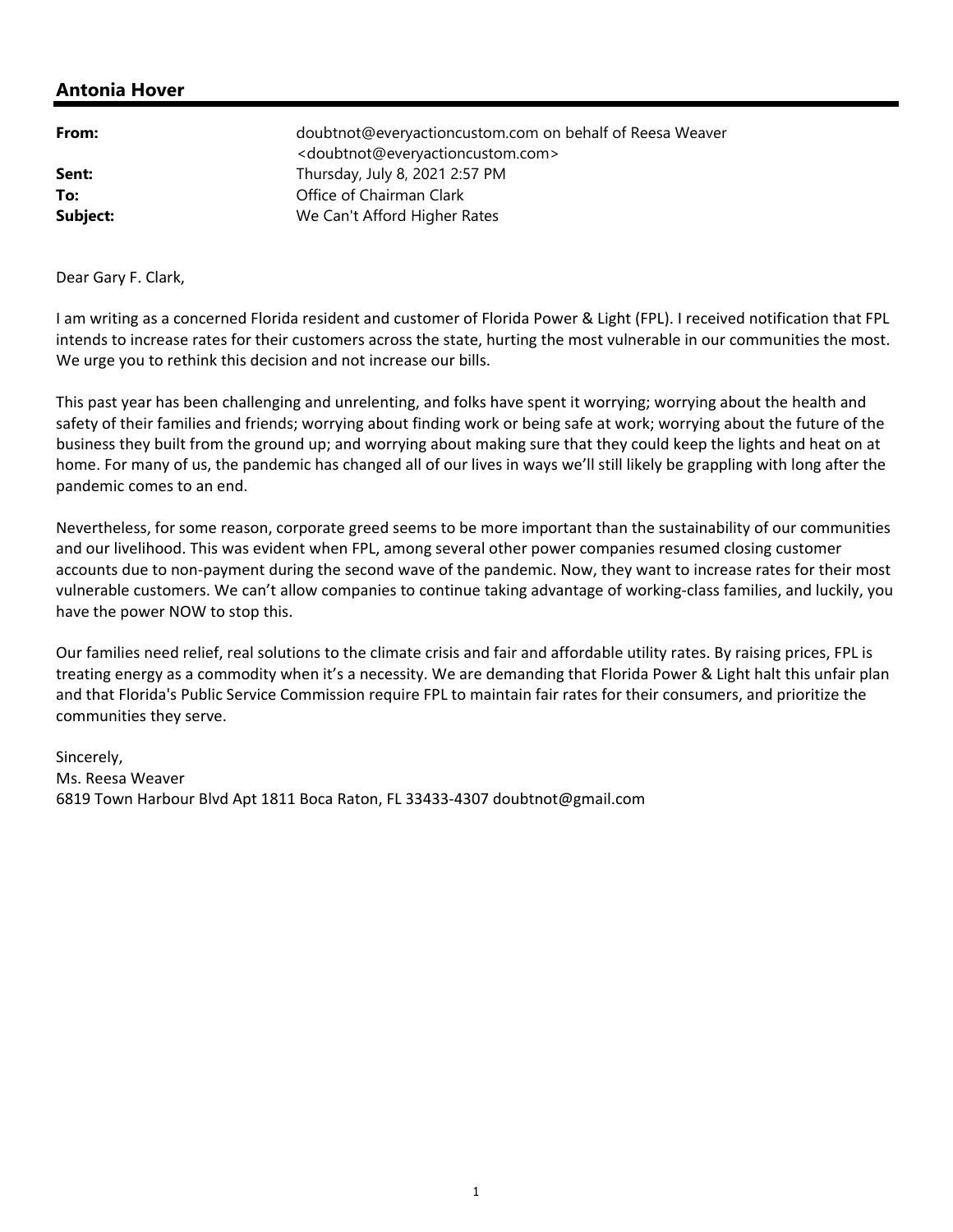## Antonia Hover

| | |
|---|---|
| **From:** | doubtnot@everyactioncustom.com on behalf of Reesa Weaver <doubtnot@everyactioncustom.com> |
| **Sent:** | Thursday, July 8, 2021 2:57 PM |
| **To:** | Office of Chairman Clark |
| **Subject:** | We Can't Afford Higher Rates |

Dear Gary F. Clark,

I am writing as a concerned Florida resident and customer of Florida Power & Light (FPL). I received notification that FPL intends to increase rates for their customers across the state, hurting the most vulnerable in our communities the most. We urge you to rethink this decision and not increase our bills.

This past year has been challenging and unrelenting, and folks have spent it worrying; worrying about the health and safety of their families and friends; worrying about finding work or being safe at work; worrying about the future of the business they built from the ground up; and worrying about making sure that they could keep the lights and heat on at home. For many of us, the pandemic has changed all of our lives in ways we'll still likely be grappling with long after the pandemic comes to an end.

Nevertheless, for some reason, corporate greed seems to be more important than the sustainability of our communities and our livelihood. This was evident when FPL, among several other power companies resumed closing customer accounts due to non-payment during the second wave of the pandemic. Now, they want to increase rates for their most vulnerable customers. We can't allow companies to continue taking advantage of working-class families, and luckily, you have the power NOW to stop this.

Our families need relief, real solutions to the climate crisis and fair and affordable utility rates. By raising prices, FPL is treating energy as a commodity when it's a necessity. We are demanding that Florida Power & Light halt this unfair plan and that Florida's Public Service Commission require FPL to maintain fair rates for their consumers, and prioritize the communities they serve.

Sincerely,
Ms. Reesa Weaver
6819 Town Harbour Blvd Apt 1811 Boca Raton, FL 33433-4307 doubtnot@gmail.com